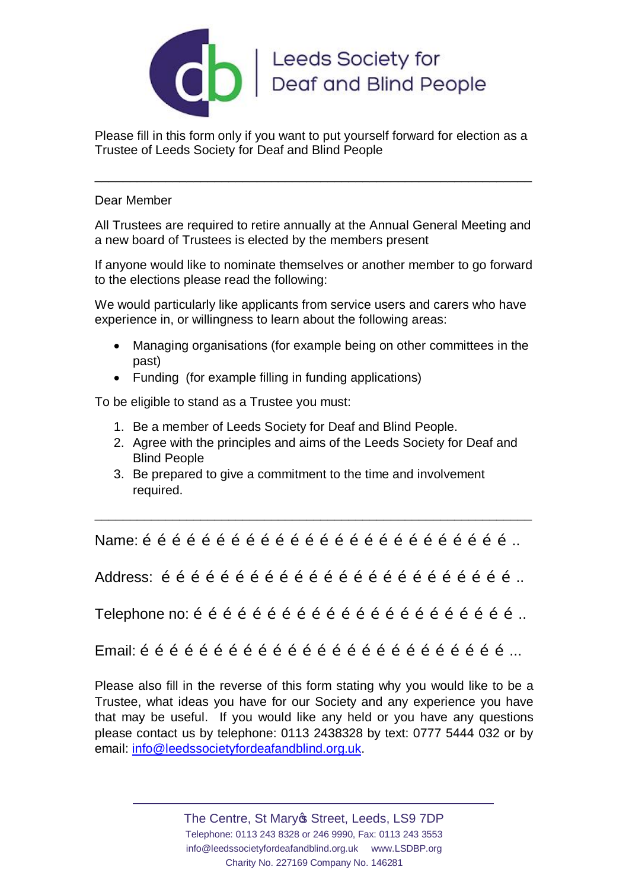# Leeds Society for Deaf and Blind People

Please fill in this form only if you want to put yourself forward for election as a Trustee of Leeds Society for Deaf and Blind People

---

Dear Member

All Trustees are required to retire annually at the Annual General Meeting and a new board of Trustees is elected by the members present

If anyone would like to nominate themselves or another member to go forward to the elections please read the following:

We would particularly like applicants from service users and carers who have experience in, or willingness to learn about the following areas:

- Managing organisations (for example being on other committees in the past)
- Funding (for example filling in funding applications)

To be eligible to stand as a Trustee you must:

1. Be a member of Leeds Society for Deaf and Blind People.
2. Agree with the principles and aims of the Leeds Society for Deaf and Blind People
3. Be prepared to give a commitment to the time and involvement required.

---

Name: é é é é é é é é é é é é é é é é é é é é é é é é é ..

Address: é é é é é é é é é é é é é é é é é é é é é é é é ..

Telephone no: é é é é é é é é é é é é é é é é é é é é é é ..

Email: é é é é é é é é é é é é é é é é é é é é é é é é é ...

Please also fill in the reverse of this form stating why you would like to be a Trustee, what ideas you have for our Society and any experience you have that may be useful. If you would like any held or you have any questions please contact us by telephone: 0113 2438328 by text: 0777 5444 032 or by email: info@leedssocietyfordeafandblind.org.uk.

---

The Centre, St Maryѕ Street, Leeds, LS9 7DP
Telephone: 0113 243 8328 or 246 9990, Fax: 0113 243 3553
info@leedssocietyfordeafandblind.org.uk www.LSDBP.org
Charity No. 227169 Company No. 146281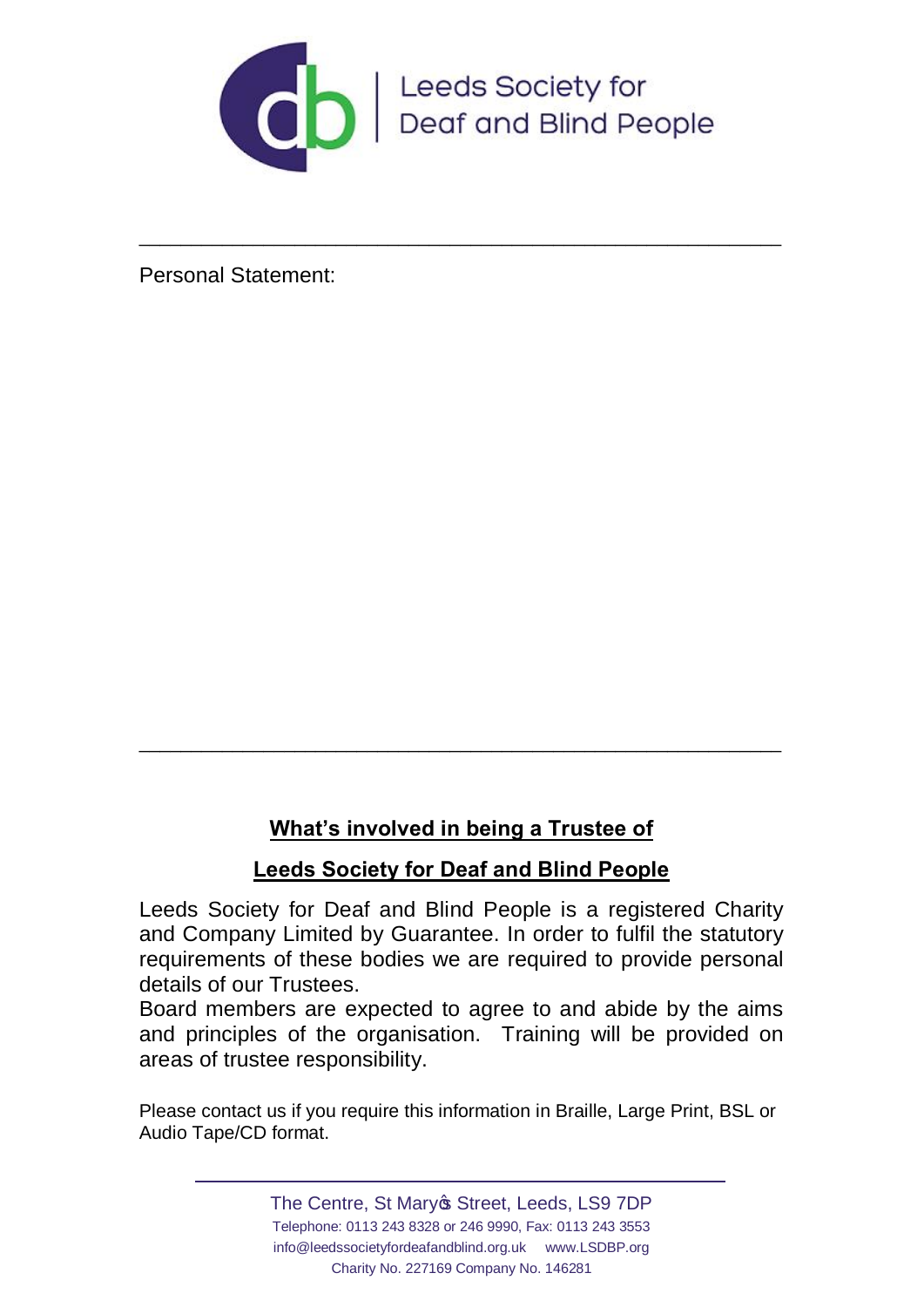Leeds Society for Deaf and Blind People

---

Personal Statement:

---

## **What's involved in being a Trustee of Leeds Society for Deaf and Blind People**

Leeds Society for Deaf and Blind People is a registered Charity and Company Limited by Guarantee. In order to fulfil the statutory requirements of these bodies we are required to provide personal details of our Trustees.
Board members are expected to agree to and abide by the aims and principles of the organisation. Training will be provided on areas of trustee responsibility.

Please contact us if you require this information in Braille, Large Print, BSL or Audio Tape/CD format.

---

The Centre, St Mary's Street, Leeds, LS9 7DP
Telephone: 0113 243 8328 or 246 9990, Fax: 0113 243 3553
info@leedssocietyfordeafandblind.org.uk www.LSDBP.org
Charity No. 227169 Company No. 146281